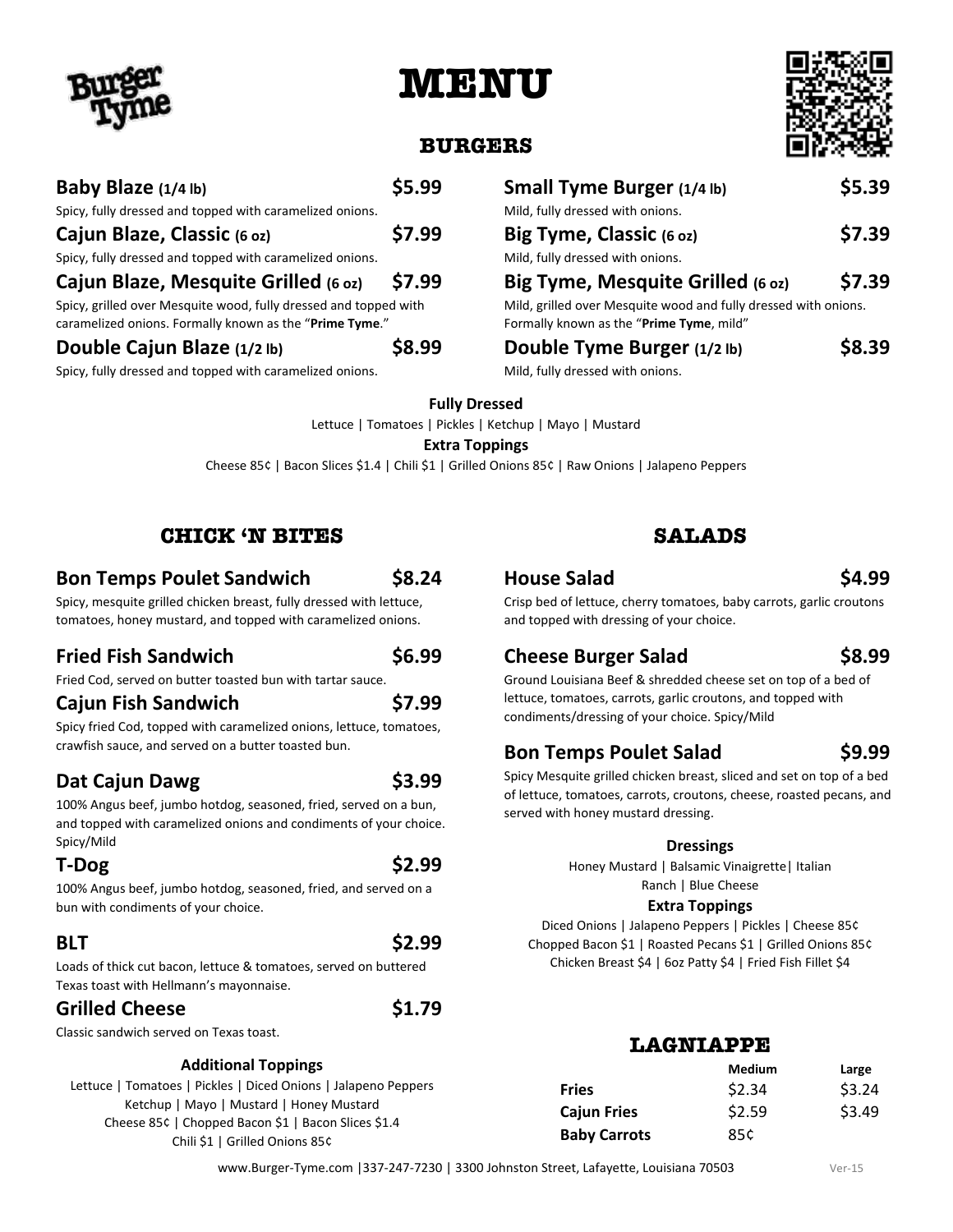# MENU

## BURGERS

**Baby Blaze (1/4 lb)** — $5.99
Spicy, fully dressed and topped with caramelized onions.

**Cajun Blaze, Classic (6 oz)** — $7.99
Spicy, fully dressed and topped with caramelized onions.

**Cajun Blaze, Mesquite Grilled (6 oz)** — $7.99
Spicy, grilled over Mesquite wood, fully dressed and topped with caramelized onions. Formally known as the "**Prime Tyme**."

**Double Cajun Blaze (1/2 lb)** — $8.99
Spicy, fully dressed and topped with caramelized onions.

**Small Tyme Burger (1/4 lb)** — $5.39
Mild, fully dressed with onions.

**Big Tyme, Classic (6 oz)** — $7.39
Mild, fully dressed with onions.

**Big Tyme, Mesquite Grilled (6 oz)** — $7.39
Mild, grilled over Mesquite wood and fully dressed with onions. Formally known as the "**Prime Tyme**, mild"

**Double Tyme Burger (1/2 lb)** — $8.39
Mild, fully dressed with onions.

**Fully Dressed**
Lettuce | Tomatoes | Pickles | Ketchup | Mayo | Mustard

**Extra Toppings**
Cheese 85¢ | Bacon Slices $1.4 | Chili $1 | Grilled Onions 85¢ | Raw Onions | Jalapeno Peppers

## CHICK 'N BITES

**Bon Temps Poulet Sandwich** — $8.24
Spicy, mesquite grilled chicken breast, fully dressed with lettuce, tomatoes, honey mustard, and topped with caramelized onions.

**Fried Fish Sandwich** — $6.99
Fried Cod, served on butter toasted bun with tartar sauce.

**Cajun Fish Sandwich** — $7.99
Spicy fried Cod, topped with caramelized onions, lettuce, tomatoes, crawfish sauce, and served on a butter toasted bun.

**Dat Cajun Dawg** — $3.99
100% Angus beef, jumbo hotdog, seasoned, fried, served on a bun, and topped with caramelized onions and condiments of your choice. Spicy/Mild

**T-Dog** — $2.99
100% Angus beef, jumbo hotdog, seasoned, fried, and served on a bun with condiments of your choice.

**BLT** — $2.99
Loads of thick cut bacon, lettuce & tomatoes, served on buttered Texas toast with Hellmann's mayonnaise.

**Grilled Cheese** — $1.79
Classic sandwich served on Texas toast.

**Additional Toppings**
Lettuce | Tomatoes | Pickles | Diced Onions | Jalapeno Peppers
Ketchup | Mayo | Mustard | Honey Mustard
Cheese 85¢ | Chopped Bacon $1 | Bacon Slices $1.4
Chili $1 | Grilled Onions 85¢

## SALADS

**House Salad** — $4.99
Crisp bed of lettuce, cherry tomatoes, baby carrots, garlic croutons and topped with dressing of your choice.

**Cheese Burger Salad** — $8.99
Ground Louisiana Beef & shredded cheese set on top of a bed of lettuce, tomatoes, carrots, garlic croutons, and topped with condiments/dressing of your choice. Spicy/Mild

**Bon Temps Poulet Salad** — $9.99
Spicy Mesquite grilled chicken breast, sliced and set on top of a bed of lettuce, tomatoes, carrots, croutons, cheese, roasted pecans, and served with honey mustard dressing.

**Dressings**
Honey Mustard | Balsamic Vinaigrette| Italian
Ranch | Blue Cheese

**Extra Toppings**
Diced Onions | Jalapeno Peppers | Pickles | Cheese 85¢
Chopped Bacon $1 | Roasted Pecans $1 | Grilled Onions 85¢
Chicken Breast $4 | 6oz Patty $4 | Fried Fish Fillet $4

## LAGNIAPPE

| | Medium | Large |
|---|---|---|
| **Fries** | $2.34 | $3.24 |
| **Cajun Fries** | $2.59 | $3.49 |
| **Baby Carrots** | 85¢ | |

www.Burger-Tyme.com |337-247-7230 | 3300 Johnston Street, Lafayette, Louisiana 70503

Ver-15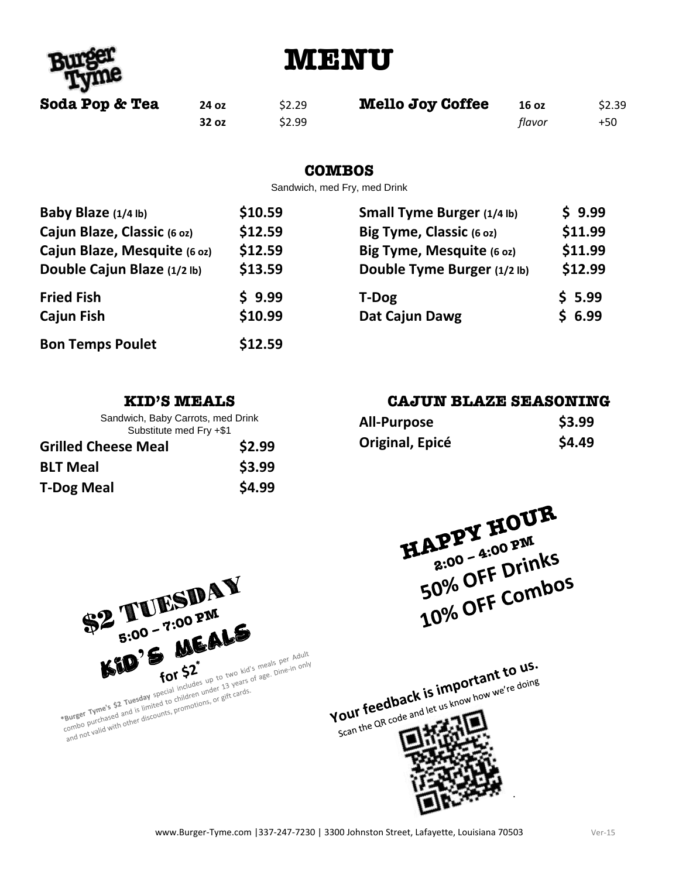Burger Tyme

# MENU

| | | | | | |
|---|---|---|---|---|---|
| **Soda Pop & Tea** | **24 oz** | $2.29 | **Mello Joy Coffee** | **16 oz** | $2.39 |
| | **32 oz** | $2.99 | | *flavor* | +50 |

## COMBOS

Sandwich, med Fry, med Drink

| | | | |
|---|---|---|---|
| **Baby Blaze (1/4 lb)** | **$10.59** | **Small Tyme Burger (1/4 lb)** | **$ 9.99** |
| **Cajun Blaze, Classic (6 oz)** | **$12.59** | **Big Tyme, Classic (6 oz)** | **$11.99** |
| **Cajun Blaze, Mesquite (6 oz)** | **$12.59** | **Big Tyme, Mesquite (6 oz)** | **$11.99** |
| **Double Cajun Blaze (1/2 lb)** | **$13.59** | **Double Tyme Burger (1/2 lb)** | **$12.99** |
| **Fried Fish** | **$ 9.99** | **T-Dog** | **$ 5.99** |
| **Cajun Fish** | **$10.99** | **Dat Cajun Dawg** | **$ 6.99** |
| **Bon Temps Poulet** | **$12.59** | | |

## KID'S MEALS

Sandwich, Baby Carrots, med Drink
Substitute med Fry +$1

| | |
|---|---|
| **Grilled Cheese Meal** | **$2.99** |
| **BLT Meal** | **$3.99** |
| **T-Dog Meal** | **$4.99** |

## CAJUN BLAZE SEASONING

| | |
|---|---|
| **All-Purpose** | **$3.99** |
| **Original, Epicé** | **$4.49** |

## $2 TUESDAY
5:00 – 7:00 PM
KID'S MEALS
for $2*

*Burger Tyme's $2 Tuesday special includes up to two kid's meals per Adult combo purchased and is limited to children under 13 years of age. Dine-in only and not valid with other discounts, promotions, or gift cards.

## HAPPY HOUR
2:00 – 4:00 PM
50% OFF Drinks
10% OFF Combos

**Your feedback is important to us.**
Scan the QR code and let us know how we're doing

www.Burger-Tyme.com |337-247-7230 | 3300 Johnston Street, Lafayette, Louisiana 70503 Ver-15